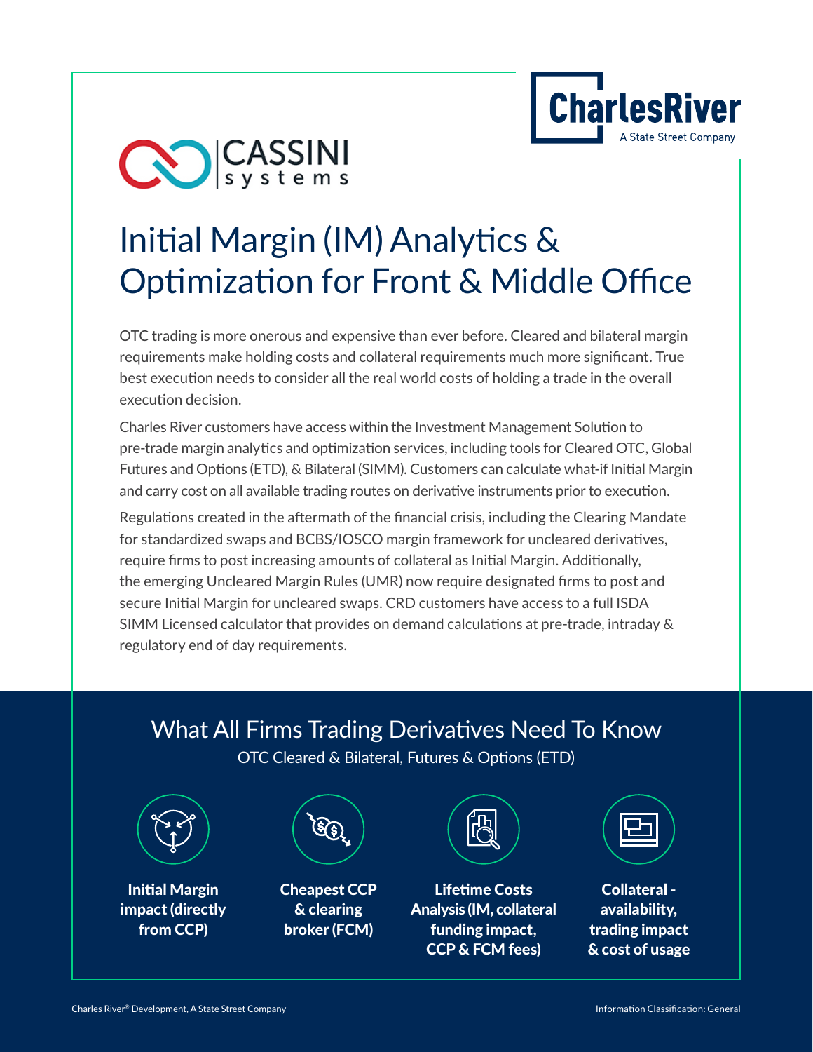# Initial Margin (IM) Analytics & Optimization for Front & Middle Office

OTC trading is more onerous and expensive than ever before. Cleared and bilateral margin requirements make holding costs and collateral requirements much more significant. True best execution needs to consider all the real world costs of holding a trade in the overall execution decision.

Charles River customers have access within the Investment Management Solution to pre-trade margin analytics and optimization services, including tools for Cleared OTC, Global Futures and Options (ETD), & Bilateral (SIMM). Customers can calculate what-if Initial Margin and carry cost on all available trading routes on derivative instruments prior to execution.

Regulations created in the aftermath of the financial crisis, including the Clearing Mandate for standardized swaps and BCBS/IOSCO margin framework for uncleared derivatives, require firms to post increasing amounts of collateral as Initial Margin. Additionally, the emerging Uncleared Margin Rules (UMR) now require designated firms to post and secure Initial Margin for uncleared swaps. CRD customers have access to a full ISDA SIMM Licensed calculator that provides on demand calculations at pre-trade, intraday & regulatory end of day requirements.

## What All Firms Trading Derivatives Need To Know

OTC Cleared & Bilateral, Futures & Options (ETD)

- **Initial Margin impact (directly from CCP)**
- **Cheapest CCP & clearing broker (FCM)**
- **Lifetime Costs Analysis (IM, collateral funding impact, CCP & FCM fees)**
- **Collateral - availability, trading impact & cost of usage**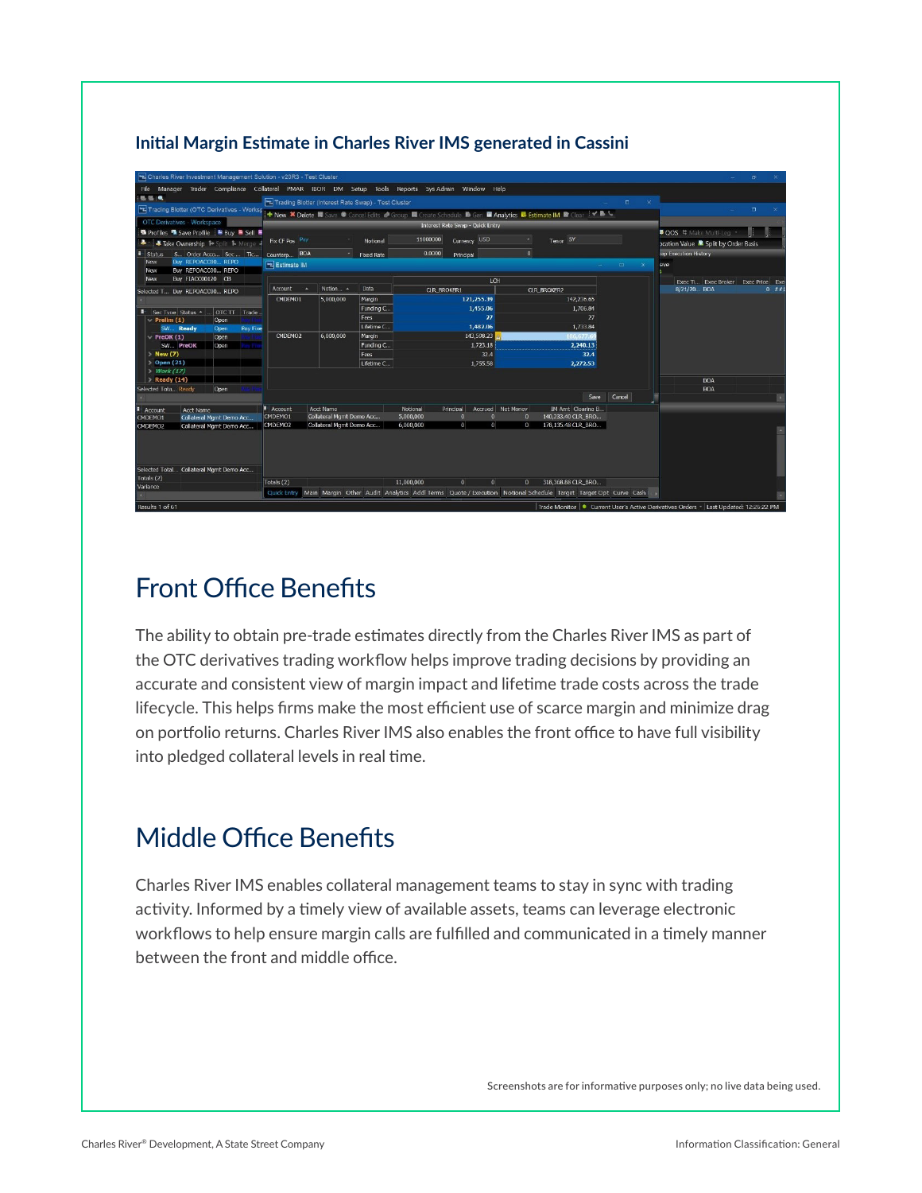### Initial Margin Estimate in Charles River IMS generated in Cassini

## Front Office Benefits

The ability to obtain pre-trade estimates directly from the Charles River IMS as part of the OTC derivatives trading workflow helps improve trading decisions by providing an accurate and consistent view of margin impact and lifetime trade costs across the trade lifecycle. This helps firms make the most efficient use of scarce margin and minimize drag on portfolio returns. Charles River IMS also enables the front office to have full visibility into pledged collateral levels in real time.

## Middle Office Benefits

Charles River IMS enables collateral management teams to stay in sync with trading activity. Informed by a timely view of available assets, teams can leverage electronic workflows to help ensure margin calls are fulfilled and communicated in a timely manner between the front and middle office.

Screenshots are for informative purposes only; no live data being used.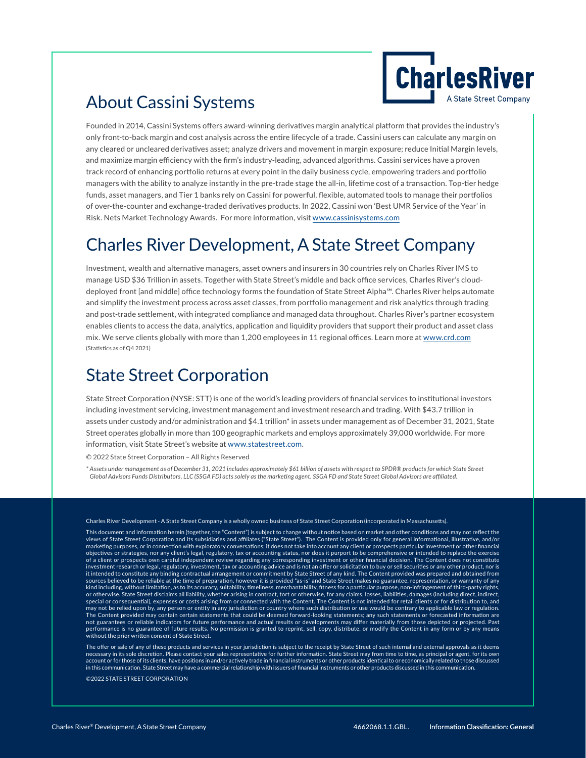## About Cassini Systems

Founded in 2014, Cassini Systems offers award-winning derivatives margin analytical platform that provides the industry's only front-to-back margin and cost analysis across the entire lifecycle of a trade. Cassini users can calculate any margin on any cleared or uncleared derivatives asset; analyze drivers and movement in margin exposure; reduce Initial Margin levels, and maximize margin efficiency with the firm's industry-leading, advanced algorithms. Cassini services have a proven track record of enhancing portfolio returns at every point in the daily business cycle, empowering traders and portfolio managers with the ability to analyze instantly in the pre-trade stage the all-in, lifetime cost of a transaction. Top-tier hedge funds, asset managers, and Tier 1 banks rely on Cassini for powerful, flexible, automated tools to manage their portfolios of over-the-counter and exchange-traded derivatives products. In 2022, Cassini won 'Best UMR Service of the Year' in Risk. Nets Market Technology Awards. For more information, visit www.cassinisystems.com

## Charles River Development, A State Street Company

Investment, wealth and alternative managers, asset owners and insurers in 30 countries rely on Charles River IMS to manage USD $36 Trillion in assets. Together with State Street's middle and back office services, Charles River's cloud-deployed front [and middle] office technology forms the foundation of State Street Alpha℠. Charles River helps automate and simplify the investment process across asset classes, from portfolio management and risk analytics through trading and post-trade settlement, with integrated compliance and managed data throughout. Charles River's partner ecosystem enables clients to access the data, analytics, application and liquidity providers that support their product and asset class mix. We serve clients globally with more than 1,200 employees in 11 regional offices. Learn more at www.crd.com
(Statistics as of Q4 2021)

## State Street Corporation

State Street Corporation (NYSE: STT) is one of the world's leading providers of financial services to institutional investors including investment servicing, investment management and investment research and trading. With $43.7 trillion in assets under custody and/or administration and $4.1 trillion* in assets under management as of December 31, 2021, State Street operates globally in more than 100 geographic markets and employs approximately 39,000 worldwide. For more information, visit State Street's website at www.statestreet.com.

© 2022 State Street Corporation – All Rights Reserved

*\* Assets under management as of December 31, 2021 includes approximately $61 billion of assets with respect to SPDR® products for which State Street Global Advisors Funds Distributors, LLC (SSGA FD) acts solely as the marketing agent. SSGA FD and State Street Global Advisors are affiliated.*

Charles River Development - A State Street Company is a wholly owned business of State Street Corporation (incorporated in Massachusetts).

This document and information herein (together, the "Content") is subject to change without notice based on market and other conditions and may not reflect the views of State Street Corporation and its subsidiaries and affiliates ("State Street"). The Content is provided only for general informational, illustrative, and/or marketing purposes, or in connection with exploratory conversations; it does not take into account any client or prospects particular investment or other financial objectives or strategies, nor any client's legal, regulatory, tax or accounting status, nor does it purport to be comprehensive or intended to replace the exercise of a client or prospects own careful independent review regarding any corresponding investment or other financial decision. The Content does not constitute investment research or legal, regulatory, investment, tax or accounting advice and is not an offer or solicitation to buy or sell securities or any other product, nor is it intended to constitute any binding contractual arrangement or commitment by State Street of any kind. The Content provided was prepared and obtained from sources believed to be reliable at the time of preparation, however it is provided "as-is" and State Street makes no guarantee, representation, or warranty of any kind including, without limitation, as to its accuracy, suitability, timeliness, merchantability, fitness for a particular purpose, non-infringement of third-party rights, or otherwise. State Street disclaims all liability, whether arising in contract, tort or otherwise, for any claims, losses, liabilities, damages (including direct, indirect, special or consequential), expenses or costs arising from or connected with the Content. The Content is not intended for retail clients or for distribution to, and may not be relied upon by, any person or entity in any jurisdiction or country where such distribution or use would be contrary to applicable law or regulation. The Content provided may contain certain statements that could be deemed forward-looking statements; any such statements or forecasted information are not guarantees or reliable indicators for future performance and actual results or developments may differ materially from those depicted or projected. Past performance is no guarantee of future results. No permission is granted to reprint, sell, copy, distribute, or modify the Content in any form or by any means without the prior written consent of State Street.

The offer or sale of any of these products and services in your jurisdiction is subject to the receipt by State Street of such internal and external approvals as it deems necessary in its sole discretion. Please contact your sales representative for further information. State Street may from time to time, as principal or agent, for its own account or for those of its clients, have positions in and/or actively trade in financial instruments or other products identical to or economically related to those discussed in this communication. State Street may have a commercial relationship with issuers of financial instruments or other products discussed in this communication.

©2022 STATE STREET CORPORATION

Charles River® Development, A State Street Company 4662068.1.1.GBL. **Information Classification: General**